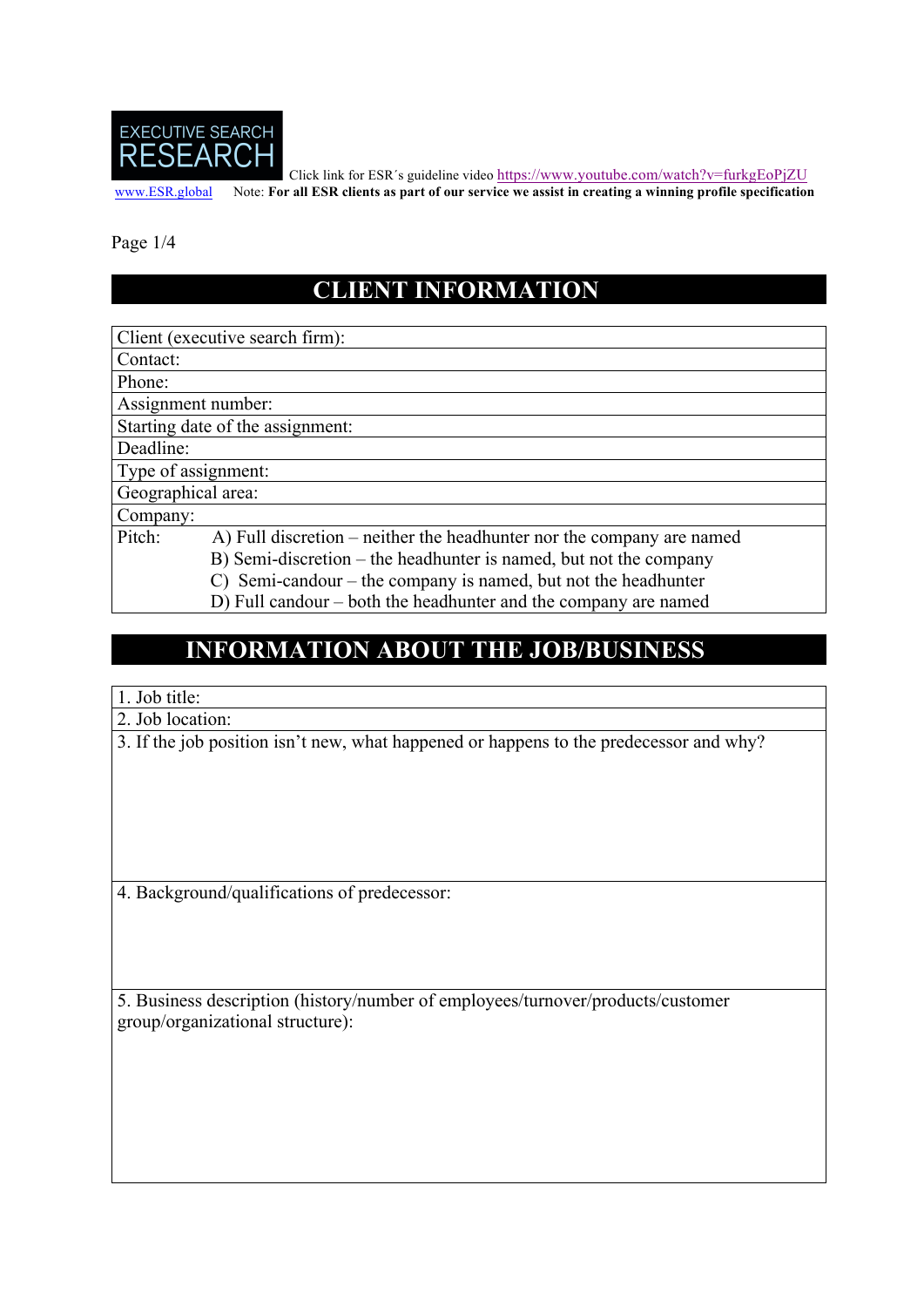EXECUTIVE SEARCH RESEARCH

Click link for ESR´s guideline video https://www.youtube.com/watch?v=furkgEoPjZU

www.ESR.global Note: **For all ESR clients as part of our service we assist in creating a winning profile specification**

Page 1/4

# CLIENT INFORMATION

| Client (executive search firm): |
|---|
| Contact: |
| Phone: |
| Assignment number: |
| Starting date of the assignment: |
| Deadline: |
| Type of assignment: |
| Geographical area: |
| Company: |
| Pitch: A) Full discretion – neither the headhunter nor the company are named<br>B) Semi-discretion – the headhunter is named, but not the company<br>C) Semi-candour – the company is named, but not the headhunter<br>D) Full candour – both the headhunter and the company are named |

# INFORMATION ABOUT THE JOB/BUSINESS

| 1. Job title: |
|---|
| 2. Job location: |
| 3. If the job position isn't new, what happened or happens to the predecessor and why? |
| 4. Background/qualifications of predecessor: |
| 5. Business description (history/number of employees/turnover/products/customer group/organizational structure): |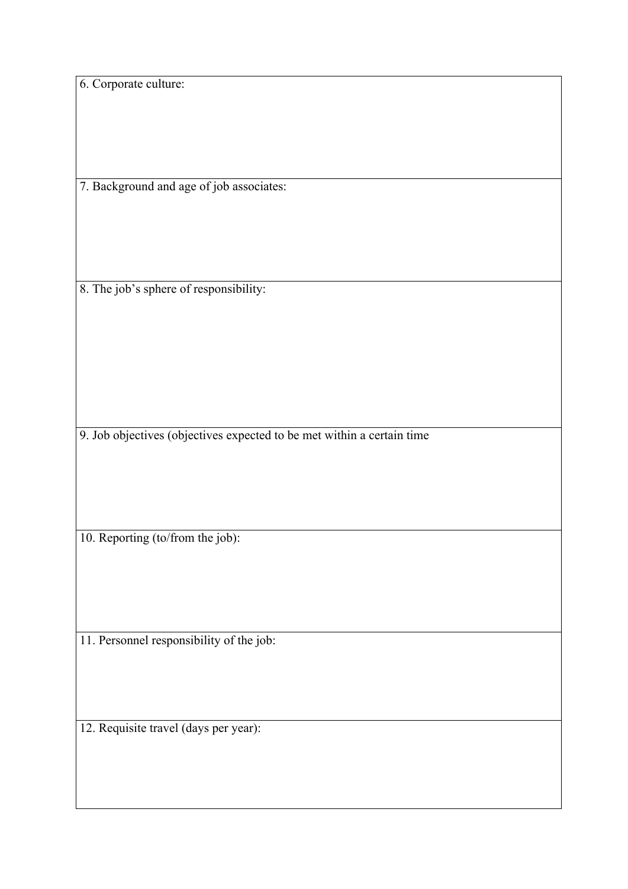| 6. Corporate culture: |
|---|
| 7. Background and age of job associates: |
| 8. The job's sphere of responsibility: |
| 9. Job objectives (objectives expected to be met within a certain time |
| 10. Reporting (to/from the job): |
| 11. Personnel responsibility of the job: |
| 12. Requisite travel (days per year): |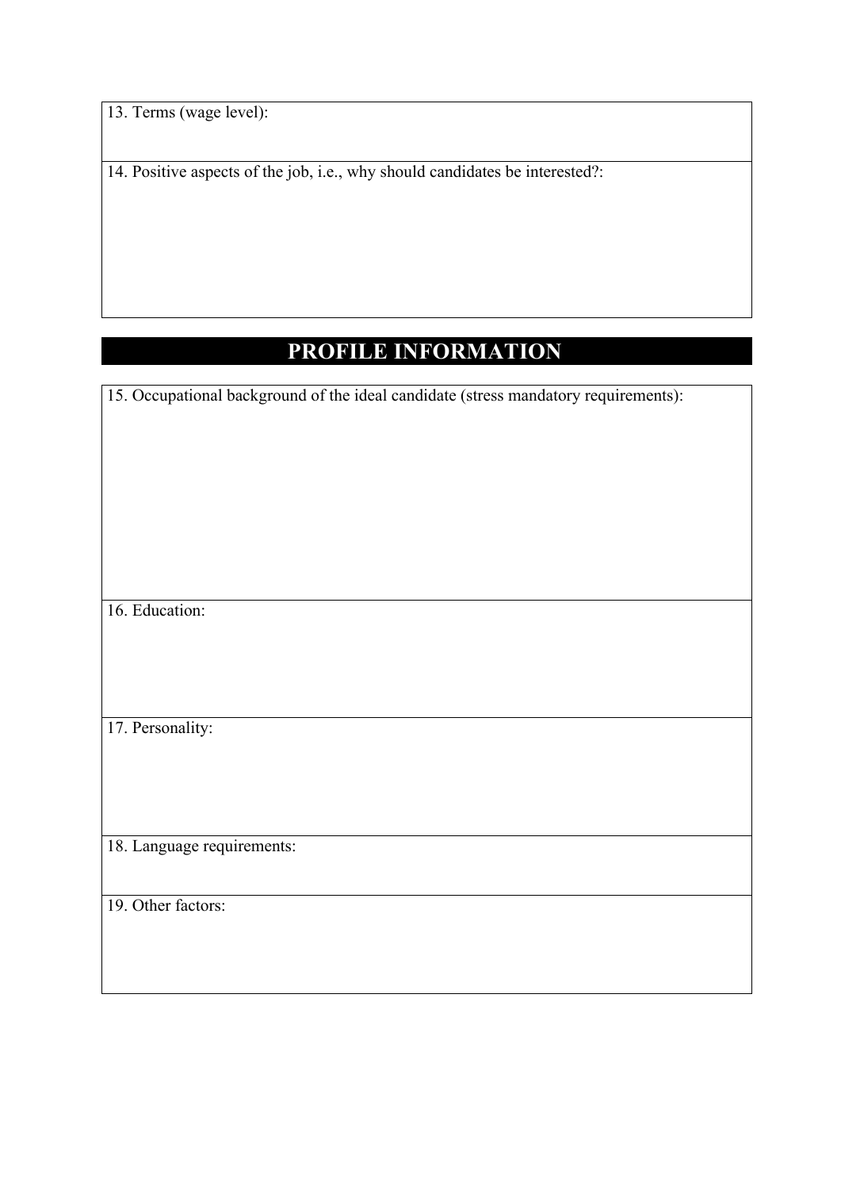13. Terms (wage level):

14. Positive aspects of the job, i.e., why should candidates be interested?:

## PROFILE INFORMATION

15. Occupational background of the ideal candidate (stress mandatory requirements):

16. Education:

17. Personality:

18. Language requirements:

19. Other factors: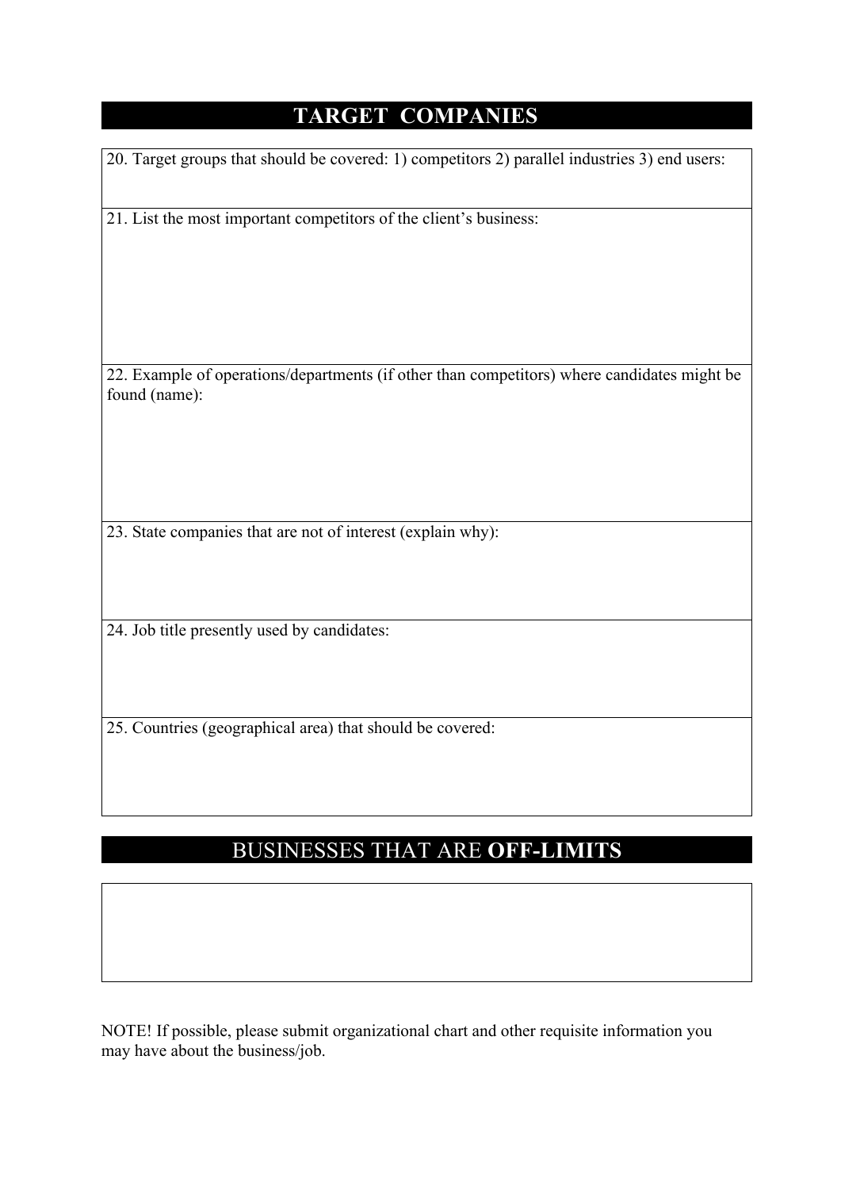## TARGET COMPANIES

20. Target groups that should be covered: 1) competitors 2) parallel industries 3) end users:

21. List the most important competitors of the client's business:

22. Example of operations/departments (if other than competitors) where candidates might be found (name):

23. State companies that are not of interest (explain why):

24. Job title presently used by candidates:

25. Countries (geographical area) that should be covered:

## BUSINESSES THAT ARE **OFF-LIMITS**

NOTE! If possible, please submit organizational chart and other requisite information you may have about the business/job.